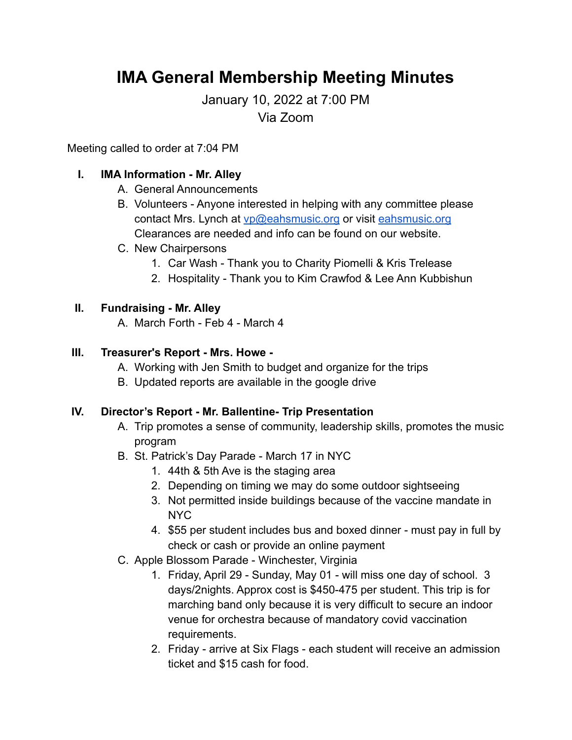# IMA General Membership Meeting Minutes

January 10, 2022 at 7:00 PM

Via Zoom

Meeting called to order at 7:04 PM

I. **IMA Information - Mr. Alley**
   A. General Announcements
   B. Volunteers - Anyone interested in helping with any committee please contact Mrs. Lynch at vp@eahsmusic.org or visit eahsmusic.org Clearances are needed and info can be found on our website.
   C. New Chairpersons
      1. Car Wash - Thank you to Charity Piomelli & Kris Trelease
      2. Hospitality - Thank you to Kim Crawfod & Lee Ann Kubbishun

II. **Fundraising - Mr. Alley**
   A. March Forth - Feb 4 - March 4

III. **Treasurer's Report - Mrs. Howe -**
   A. Working with Jen Smith to budget and organize for the trips
   B. Updated reports are available in the google drive

IV. **Director's Report - Mr. Ballentine- Trip Presentation**
   A. Trip promotes a sense of community, leadership skills, promotes the music program
   B. St. Patrick's Day Parade - March 17 in NYC
      1. 44th & 5th Ave is the staging area
      2. Depending on timing we may do some outdoor sightseeing
      3. Not permitted inside buildings because of the vaccine mandate in NYC
      4. $55 per student includes bus and boxed dinner - must pay in full by check or cash or provide an online payment
   C. Apple Blossom Parade - Winchester, Virginia
      1. Friday, April 29 - Sunday, May 01 - will miss one day of school. 3 days/2nights. Approx cost is $450-475 per student. This trip is for marching band only because it is very difficult to secure an indoor venue for orchestra because of mandatory covid vaccination requirements.
      2. Friday - arrive at Six Flags - each student will receive an admission ticket and $15 cash for food.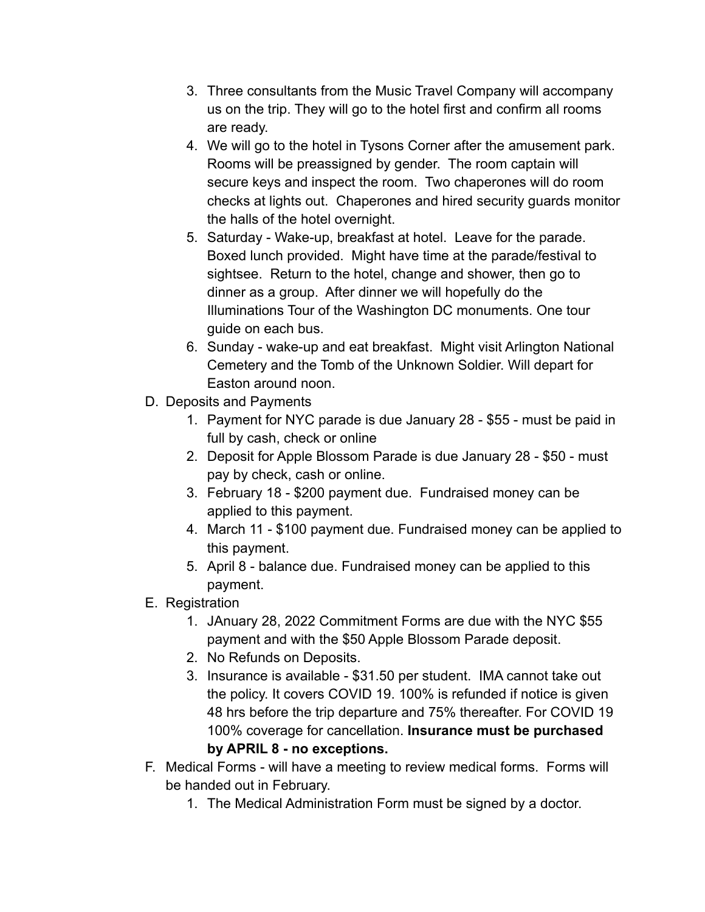3. Three consultants from the Music Travel Company will accompany us on the trip. They will go to the hotel first and confirm all rooms are ready.
4. We will go to the hotel in Tysons Corner after the amusement park. Rooms will be preassigned by gender. The room captain will secure keys and inspect the room. Two chaperones will do room checks at lights out. Chaperones and hired security guards monitor the halls of the hotel overnight.
5. Saturday - Wake-up, breakfast at hotel. Leave for the parade. Boxed lunch provided. Might have time at the parade/festival to sightsee. Return to the hotel, change and shower, then go to dinner as a group. After dinner we will hopefully do the Illuminations Tour of the Washington DC monuments. One tour guide on each bus.
6. Sunday - wake-up and eat breakfast. Might visit Arlington National Cemetery and the Tomb of the Unknown Soldier. Will depart for Easton around noon.

D. Deposits and Payments
   1. Payment for NYC parade is due January 28 - $55 - must be paid in full by cash, check or online
   2. Deposit for Apple Blossom Parade is due January 28 - $50 - must pay by check, cash or online.
   3. February 18 - $200 payment due. Fundraised money can be applied to this payment.
   4. March 11 - $100 payment due. Fundraised money can be applied to this payment.
   5. April 8 - balance due. Fundraised money can be applied to this payment.

E. Registration
   1. JAnuary 28, 2022 Commitment Forms are due with the NYC $55 payment and with the $50 Apple Blossom Parade deposit.
   2. No Refunds on Deposits.
   3. Insurance is available - $31.50 per student. IMA cannot take out the policy. It covers COVID 19. 100% is refunded if notice is given 48 hrs before the trip departure and 75% thereafter. For COVID 19 100% coverage for cancellation. **Insurance must be purchased by APRIL 8 - no exceptions.**

F. Medical Forms - will have a meeting to review medical forms. Forms will be handed out in February.
   1. The Medical Administration Form must be signed by a doctor.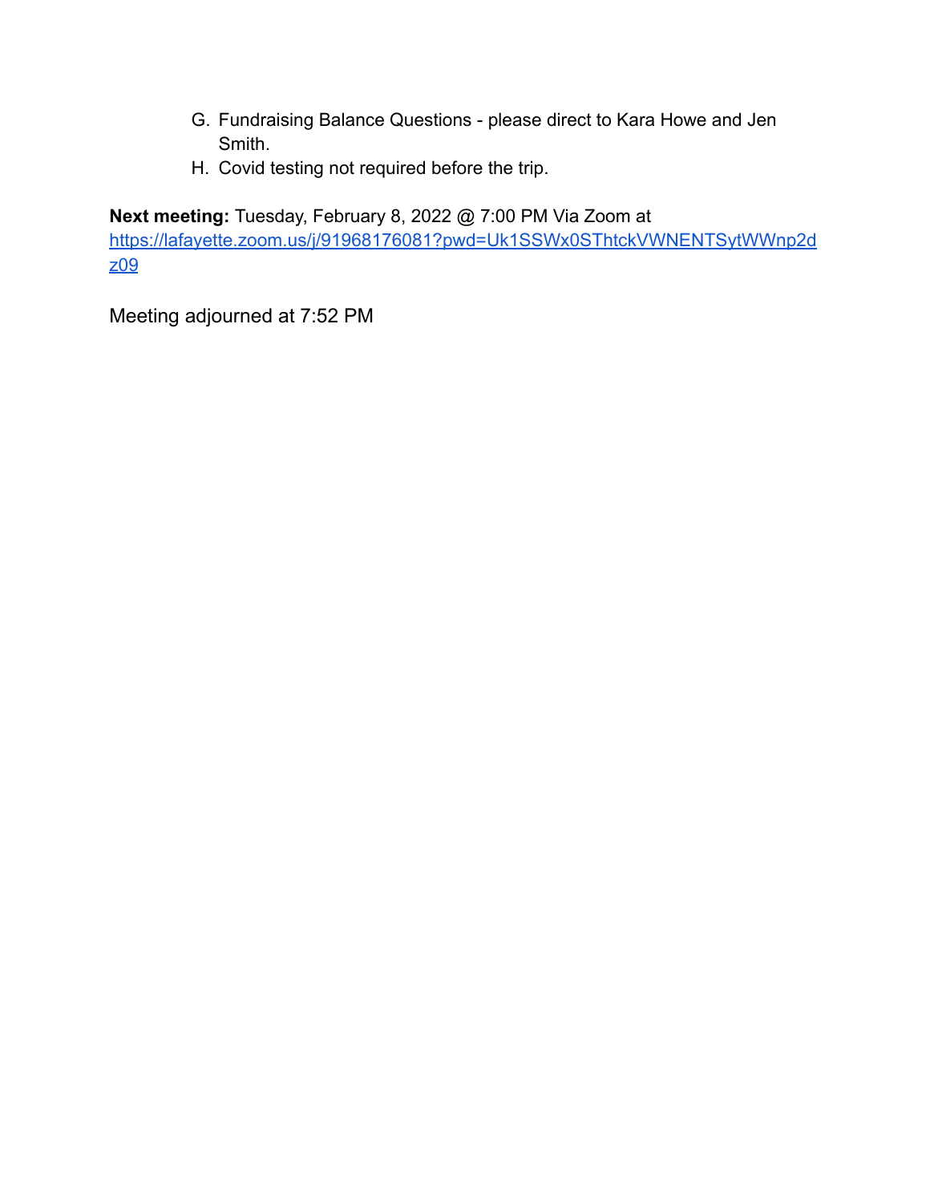G. Fundraising Balance Questions - please direct to Kara Howe and Jen Smith.
H. Covid testing not required before the trip.

**Next meeting:** Tuesday, February 8, 2022 @ 7:00 PM Via Zoom at [https://lafayette.zoom.us/j/91968176081?pwd=Uk1SSWx0SThtckVWNENTSytWWnp2dz09](https://lafayette.zoom.us/j/91968176081?pwd=Uk1SSWx0SThtckVWNENTSytWWnp2dz09)

Meeting adjourned at 7:52 PM